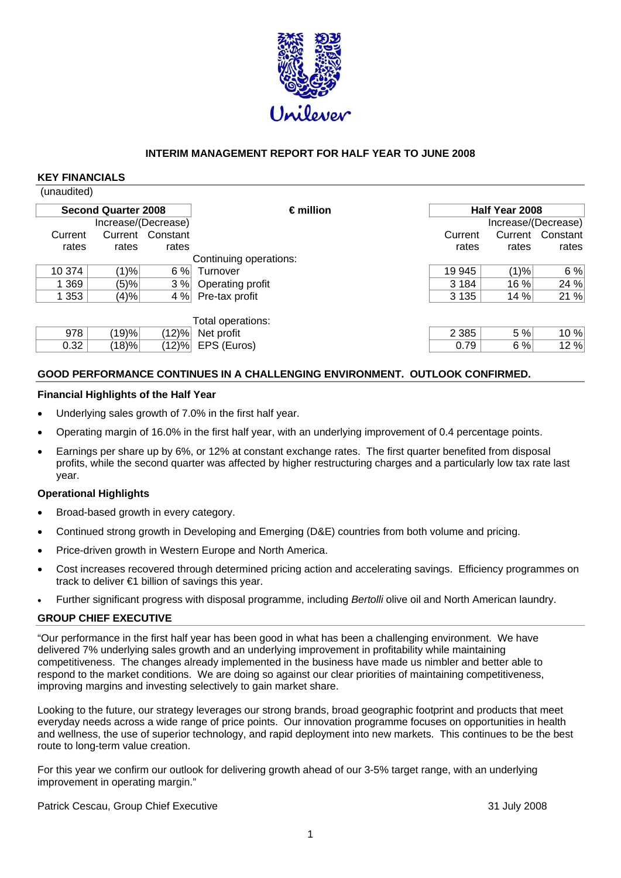# INTERIM MANAGEMENT REPORT FOR HALF YEAR TO JUNE 2008

## KEY FINANCIALS

(unaudited)

| Second Quarter 2008 | | | € million | Half Year 2008 | | |
|---|---|---|---|---|---|---|
| | Increase/(Decrease) | | | | Increase/(Decrease) | |
| Current rates | Current rates | Constant rates | | Current rates | Current rates | Constant rates |
| | | | Continuing operations: | | | |
| 10 374 | (1)% | 6 % | Turnover | 19 945 | (1)% | 6 % |
| 1 369 | (5)% | 3 % | Operating profit | 3 184 | 16 % | 24 % |
| 1 353 | (4)% | 4 % | Pre-tax profit | 3 135 | 14 % | 21 % |
| | | | Total operations: | | | |
| 978 | (19)% | (12)% | Net profit | 2 385 | 5 % | 10 % |
| 0.32 | (18)% | (12)% | EPS (Euros) | 0.79 | 6 % | 12 % |

## GOOD PERFORMANCE CONTINUES IN A CHALLENGING ENVIRONMENT. OUTLOOK CONFIRMED.

### Financial Highlights of the Half Year

- Underlying sales growth of 7.0% in the first half year.
- Operating margin of 16.0% in the first half year, with an underlying improvement of 0.4 percentage points.
- Earnings per share up by 6%, or 12% at constant exchange rates. The first quarter benefited from disposal profits, while the second quarter was affected by higher restructuring charges and a particularly low tax rate last year.

### Operational Highlights

- Broad-based growth in every category.
- Continued strong growth in Developing and Emerging (D&E) countries from both volume and pricing.
- Price-driven growth in Western Europe and North America.
- Cost increases recovered through determined pricing action and accelerating savings. Efficiency programmes on track to deliver €1 billion of savings this year.
- Further significant progress with disposal programme, including *Bertolli* olive oil and North American laundry.

## GROUP CHIEF EXECUTIVE

"Our performance in the first half year has been good in what has been a challenging environment. We have delivered 7% underlying sales growth and an underlying improvement in profitability while maintaining competitiveness. The changes already implemented in the business have made us nimbler and better able to respond to the market conditions. We are doing so against our clear priorities of maintaining competitiveness, improving margins and investing selectively to gain market share.

Looking to the future, our strategy leverages our strong brands, broad geographic footprint and products that meet everyday needs across a wide range of price points. Our innovation programme focuses on opportunities in health and wellness, the use of superior technology, and rapid deployment into new markets. This continues to be the best route to long-term value creation.

For this year we confirm our outlook for delivering growth ahead of our 3-5% target range, with an underlying improvement in operating margin."

Patrick Cescau, Group Chief Executive

31 July 2008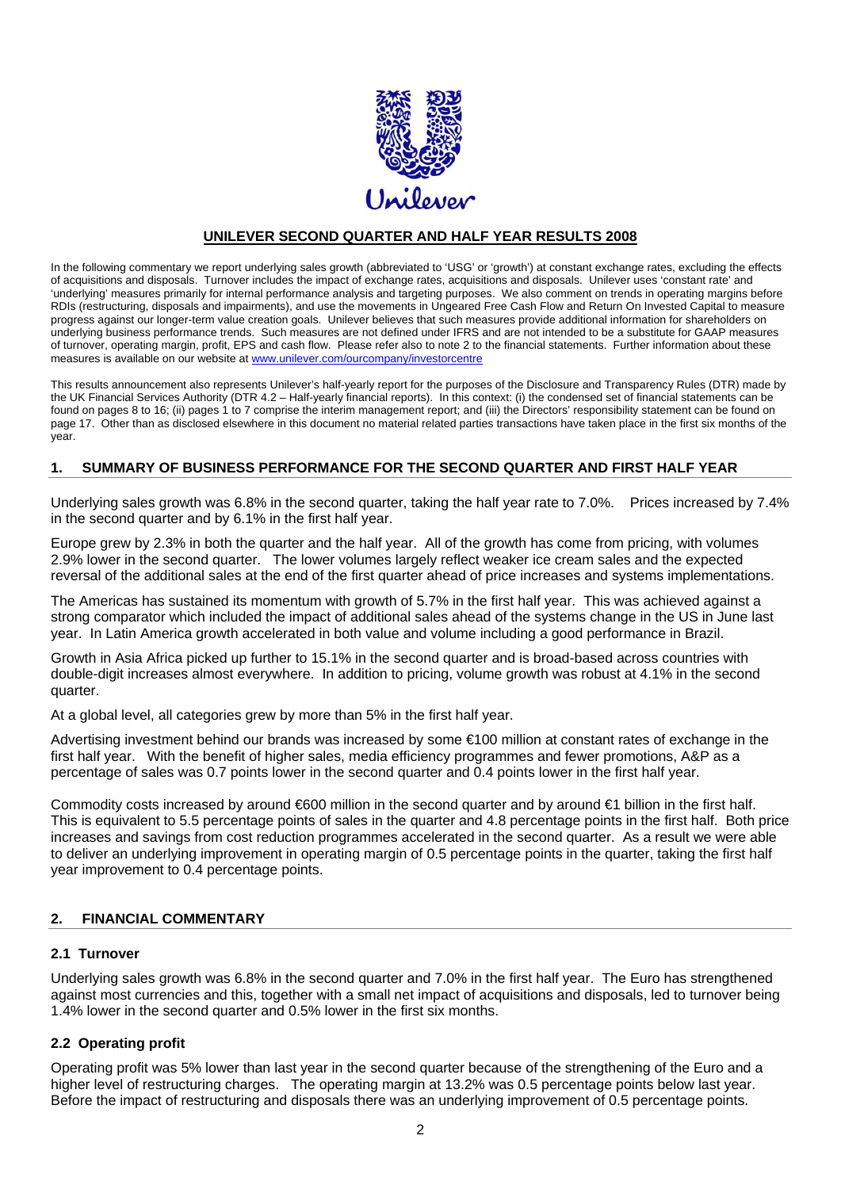## UNILEVER SECOND QUARTER AND HALF YEAR RESULTS 2008

In the following commentary we report underlying sales growth (abbreviated to 'USG' or 'growth') at constant exchange rates, excluding the effects of acquisitions and disposals. Turnover includes the impact of exchange rates, acquisitions and disposals. Unilever uses 'constant rate' and 'underlying' measures primarily for internal performance analysis and targeting purposes. We also comment on trends in operating margins before RDIs (restructuring, disposals and impairments), and use the movements in Ungeared Free Cash Flow and Return On Invested Capital to measure progress against our longer-term value creation goals. Unilever believes that such measures provide additional information for shareholders on underlying business performance trends. Such measures are not defined under IFRS and are not intended to be a substitute for GAAP measures of turnover, operating margin, profit, EPS and cash flow. Please refer also to note 2 to the financial statements. Further information about these measures is available on our website at www.unilever.com/ourcompany/investorcentre

This results announcement also represents Unilever's half-yearly report for the purposes of the Disclosure and Transparency Rules (DTR) made by the UK Financial Services Authority (DTR 4.2 – Half-yearly financial reports). In this context: (i) the condensed set of financial statements can be found on pages 8 to 16; (ii) pages 1 to 7 comprise the interim management report; and (iii) the Directors' responsibility statement can be found on page 17. Other than as disclosed elsewhere in this document no material related parties transactions have taken place in the first six months of the year.

### 1. SUMMARY OF BUSINESS PERFORMANCE FOR THE SECOND QUARTER AND FIRST HALF YEAR

Underlying sales growth was 6.8% in the second quarter, taking the half year rate to 7.0%. Prices increased by 7.4% in the second quarter and by 6.1% in the first half year.

Europe grew by 2.3% in both the quarter and the half year. All of the growth has come from pricing, with volumes 2.9% lower in the second quarter. The lower volumes largely reflect weaker ice cream sales and the expected reversal of the additional sales at the end of the first quarter ahead of price increases and systems implementations.

The Americas has sustained its momentum with growth of 5.7% in the first half year. This was achieved against a strong comparator which included the impact of additional sales ahead of the systems change in the US in June last year. In Latin America growth accelerated in both value and volume including a good performance in Brazil.

Growth in Asia Africa picked up further to 15.1% in the second quarter and is broad-based across countries with double-digit increases almost everywhere. In addition to pricing, volume growth was robust at 4.1% in the second quarter.

At a global level, all categories grew by more than 5% in the first half year.

Advertising investment behind our brands was increased by some €100 million at constant rates of exchange in the first half year. With the benefit of higher sales, media efficiency programmes and fewer promotions, A&P as a percentage of sales was 0.7 points lower in the second quarter and 0.4 points lower in the first half year.

Commodity costs increased by around €600 million in the second quarter and by around €1 billion in the first half. This is equivalent to 5.5 percentage points of sales in the quarter and 4.8 percentage points in the first half. Both price increases and savings from cost reduction programmes accelerated in the second quarter. As a result we were able to deliver an underlying improvement in operating margin of 0.5 percentage points in the quarter, taking the first half year improvement to 0.4 percentage points.

### 2. FINANCIAL COMMENTARY

#### 2.1 Turnover

Underlying sales growth was 6.8% in the second quarter and 7.0% in the first half year. The Euro has strengthened against most currencies and this, together with a small net impact of acquisitions and disposals, led to turnover being 1.4% lower in the second quarter and 0.5% lower in the first six months.

#### 2.2 Operating profit

Operating profit was 5% lower than last year in the second quarter because of the strengthening of the Euro and a higher level of restructuring charges. The operating margin at 13.2% was 0.5 percentage points below last year. Before the impact of restructuring and disposals there was an underlying improvement of 0.5 percentage points.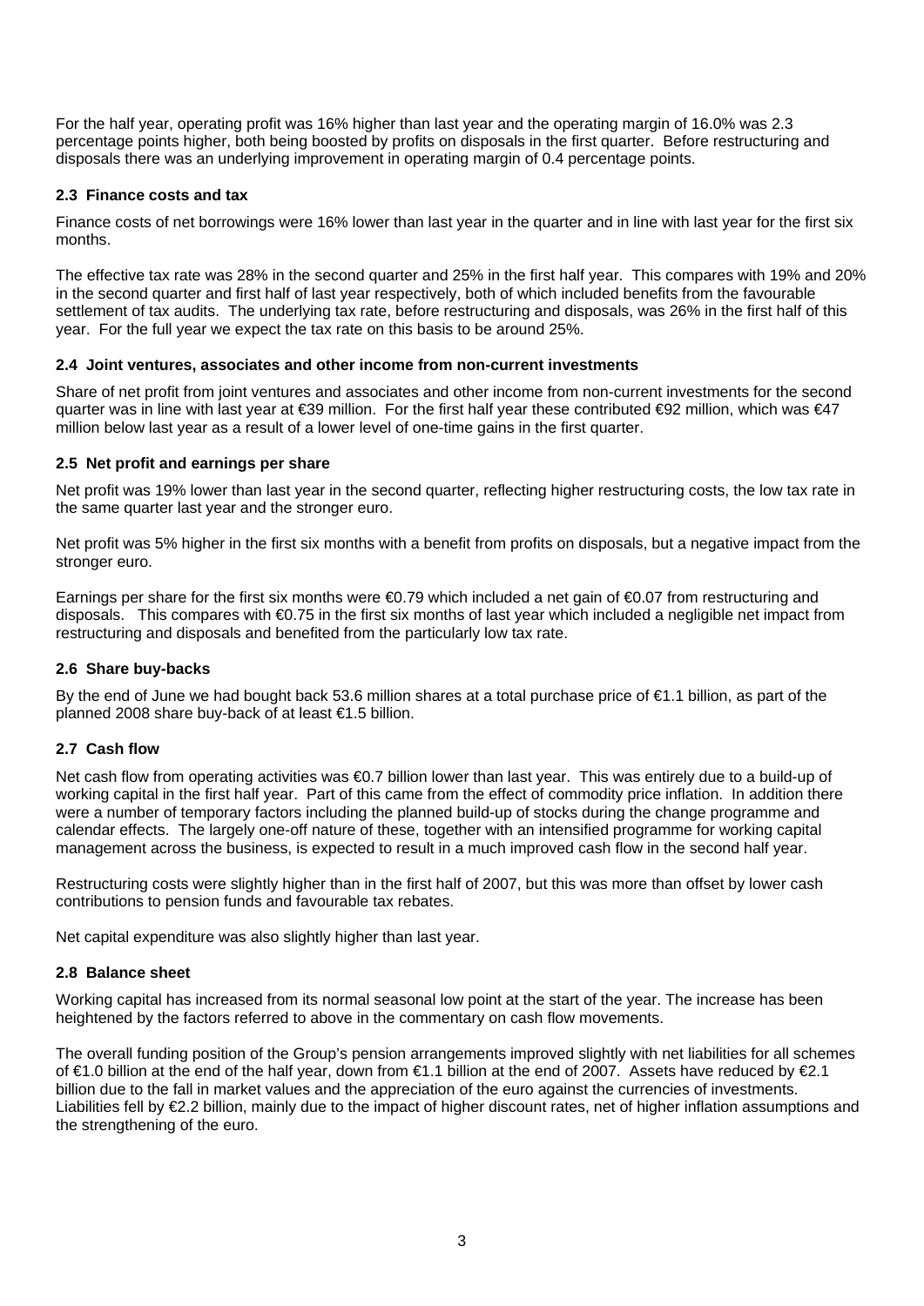For the half year, operating profit was 16% higher than last year and the operating margin of 16.0% was 2.3 percentage points higher, both being boosted by profits on disposals in the first quarter. Before restructuring and disposals there was an underlying improvement in operating margin of 0.4 percentage points.

### 2.3 Finance costs and tax

Finance costs of net borrowings were 16% lower than last year in the quarter and in line with last year for the first six months.

The effective tax rate was 28% in the second quarter and 25% in the first half year. This compares with 19% and 20% in the second quarter and first half of last year respectively, both of which included benefits from the favourable settlement of tax audits. The underlying tax rate, before restructuring and disposals, was 26% in the first half of this year. For the full year we expect the tax rate on this basis to be around 25%.

### 2.4 Joint ventures, associates and other income from non-current investments

Share of net profit from joint ventures and associates and other income from non-current investments for the second quarter was in line with last year at €39 million. For the first half year these contributed €92 million, which was €47 million below last year as a result of a lower level of one-time gains in the first quarter.

### 2.5 Net profit and earnings per share

Net profit was 19% lower than last year in the second quarter, reflecting higher restructuring costs, the low tax rate in the same quarter last year and the stronger euro.

Net profit was 5% higher in the first six months with a benefit from profits on disposals, but a negative impact from the stronger euro.

Earnings per share for the first six months were €0.79 which included a net gain of €0.07 from restructuring and disposals. This compares with €0.75 in the first six months of last year which included a negligible net impact from restructuring and disposals and benefited from the particularly low tax rate.

### 2.6 Share buy-backs

By the end of June we had bought back 53.6 million shares at a total purchase price of €1.1 billion, as part of the planned 2008 share buy-back of at least €1.5 billion.

### 2.7 Cash flow

Net cash flow from operating activities was €0.7 billion lower than last year. This was entirely due to a build-up of working capital in the first half year. Part of this came from the effect of commodity price inflation. In addition there were a number of temporary factors including the planned build-up of stocks during the change programme and calendar effects. The largely one-off nature of these, together with an intensified programme for working capital management across the business, is expected to result in a much improved cash flow in the second half year.

Restructuring costs were slightly higher than in the first half of 2007, but this was more than offset by lower cash contributions to pension funds and favourable tax rebates.

Net capital expenditure was also slightly higher than last year.

### 2.8 Balance sheet

Working capital has increased from its normal seasonal low point at the start of the year. The increase has been heightened by the factors referred to above in the commentary on cash flow movements.

The overall funding position of the Group's pension arrangements improved slightly with net liabilities for all schemes of €1.0 billion at the end of the half year, down from €1.1 billion at the end of 2007. Assets have reduced by €2.1 billion due to the fall in market values and the appreciation of the euro against the currencies of investments. Liabilities fell by €2.2 billion, mainly due to the impact of higher discount rates, net of higher inflation assumptions and the strengthening of the euro.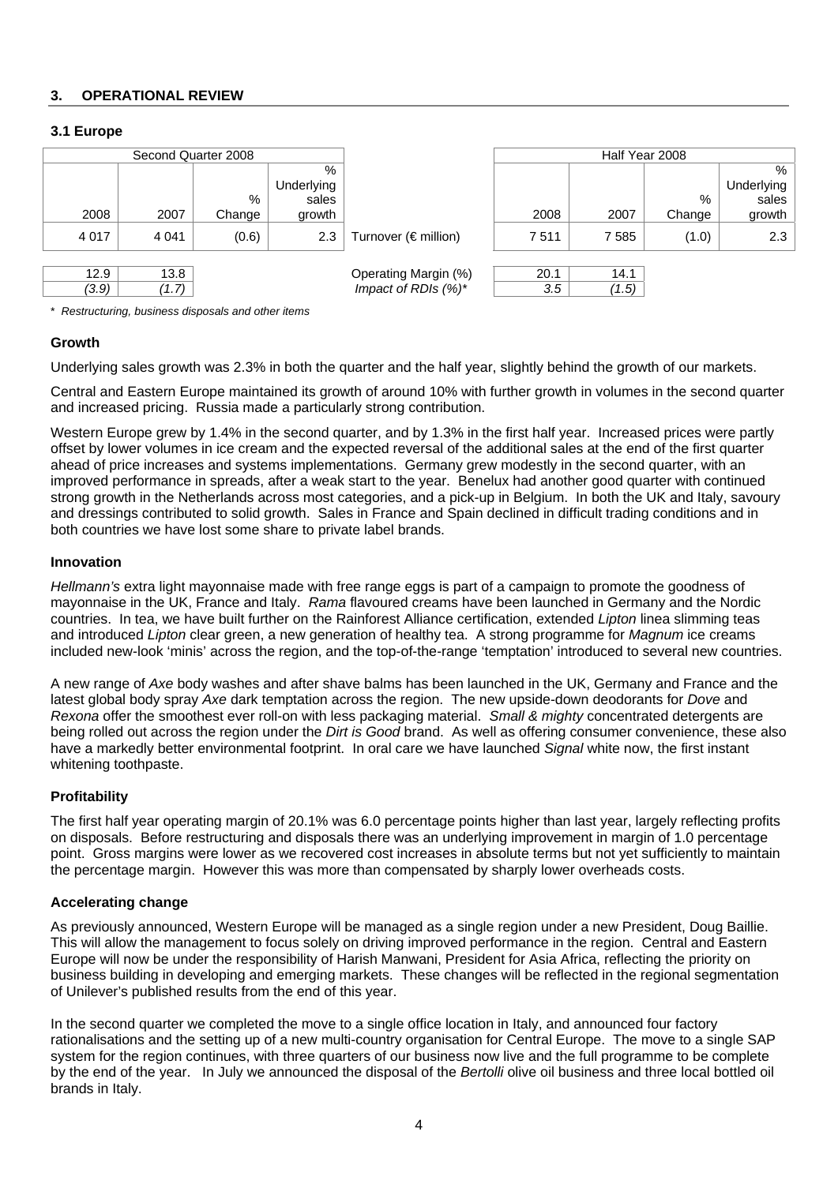## 3. OPERATIONAL REVIEW

### 3.1 Europe

| Second Quarter 2008 | | | | | Half Year 2008 | | | |
|---|---|---|---|---|---|---|---|---|
| 2008 | 2007 | % Change | % Underlying sales growth | | 2008 | 2007 | % Change | % Underlying sales growth |
| 4 017 | 4 041 | (0.6) | 2.3 | Turnover (€ million) | 7 511 | 7 585 | (1.0) | 2.3 |
| 12.9 | 13.8 | | | Operating Margin (%) | 20.1 | 14.1 | | |
| *(3.9)* | *(1.7)* | | | *Impact of RDIs (%)** | *3.5* | *(1.5)* | | |

\* *Restructuring, business disposals and other items*

#### Growth

Underlying sales growth was 2.3% in both the quarter and the half year, slightly behind the growth of our markets.

Central and Eastern Europe maintained its growth of around 10% with further growth in volumes in the second quarter and increased pricing. Russia made a particularly strong contribution.

Western Europe grew by 1.4% in the second quarter, and by 1.3% in the first half year. Increased prices were partly offset by lower volumes in ice cream and the expected reversal of the additional sales at the end of the first quarter ahead of price increases and systems implementations. Germany grew modestly in the second quarter, with an improved performance in spreads, after a weak start to the year. Benelux had another good quarter with continued strong growth in the Netherlands across most categories, and a pick-up in Belgium. In both the UK and Italy, savoury and dressings contributed to solid growth. Sales in France and Spain declined in difficult trading conditions and in both countries we have lost some share to private label brands.

#### Innovation

*Hellmann's* extra light mayonnaise made with free range eggs is part of a campaign to promote the goodness of mayonnaise in the UK, France and Italy. *Rama* flavoured creams have been launched in Germany and the Nordic countries. In tea, we have built further on the Rainforest Alliance certification, extended *Lipton* linea slimming teas and introduced *Lipton* clear green, a new generation of healthy tea. A strong programme for *Magnum* ice creams included new-look 'minis' across the region, and the top-of-the-range 'temptation' introduced to several new countries.

A new range of *Axe* body washes and after shave balms has been launched in the UK, Germany and France and the latest global body spray *Axe* dark temptation across the region. The new upside-down deodorants for *Dove* and *Rexona* offer the smoothest ever roll-on with less packaging material. *Small & mighty* concentrated detergents are being rolled out across the region under the *Dirt is Good* brand. As well as offering consumer convenience, these also have a markedly better environmental footprint. In oral care we have launched *Signal* white now, the first instant whitening toothpaste.

#### Profitability

The first half year operating margin of 20.1% was 6.0 percentage points higher than last year, largely reflecting profits on disposals. Before restructuring and disposals there was an underlying improvement in margin of 1.0 percentage point. Gross margins were lower as we recovered cost increases in absolute terms but not yet sufficiently to maintain the percentage margin. However this was more than compensated by sharply lower overheads costs.

#### Accelerating change

As previously announced, Western Europe will be managed as a single region under a new President, Doug Baillie. This will allow the management to focus solely on driving improved performance in the region. Central and Eastern Europe will now be under the responsibility of Harish Manwani, President for Asia Africa, reflecting the priority on business building in developing and emerging markets. These changes will be reflected in the regional segmentation of Unilever's published results from the end of this year.

In the second quarter we completed the move to a single office location in Italy, and announced four factory rationalisations and the setting up of a new multi-country organisation for Central Europe. The move to a single SAP system for the region continues, with three quarters of our business now live and the full programme to be complete by the end of the year. In July we announced the disposal of the *Bertolli* olive oil business and three local bottled oil brands in Italy.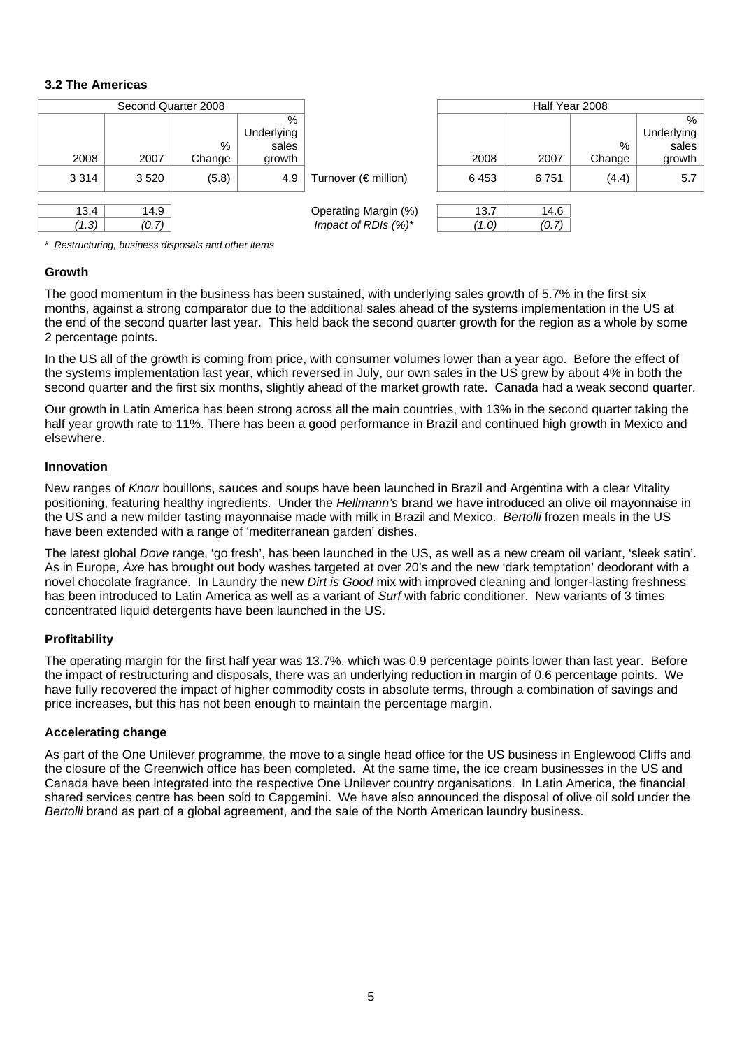### 3.2 The Americas

| Second Quarter 2008 | | | | | Half Year 2008 | | | |
|---|---|---|---|---|---|---|---|---|
| 2008 | 2007 | % Change | % Underlying sales growth | | 2008 | 2007 | % Change | % Underlying sales growth |
| 3 314 | 3 520 | (5.8) | 4.9 | Turnover (€ million) | 6 453 | 6 751 | (4.4) | 5.7 |
| 13.4 | 14.9 | | | Operating Margin (%) | 13.7 | 14.6 | | |
| *(1.3)* | *(0.7)* | | | *Impact of RDIs (%)** | *(1.0)* | *(0.7)* | | |

* *Restructuring, business disposals and other items*

#### Growth

The good momentum in the business has been sustained, with underlying sales growth of 5.7% in the first six months, against a strong comparator due to the additional sales ahead of the systems implementation in the US at the end of the second quarter last year. This held back the second quarter growth for the region as a whole by some 2 percentage points.

In the US all of the growth is coming from price, with consumer volumes lower than a year ago. Before the effect of the systems implementation last year, which reversed in July, our own sales in the US grew by about 4% in both the second quarter and the first six months, slightly ahead of the market growth rate. Canada had a weak second quarter.

Our growth in Latin America has been strong across all the main countries, with 13% in the second quarter taking the half year growth rate to 11%. There has been a good performance in Brazil and continued high growth in Mexico and elsewhere.

#### Innovation

New ranges of *Knorr* bouillons, sauces and soups have been launched in Brazil and Argentina with a clear Vitality positioning, featuring healthy ingredients. Under the *Hellmann's* brand we have introduced an olive oil mayonnaise in the US and a new milder tasting mayonnaise made with milk in Brazil and Mexico. *Bertolli* frozen meals in the US have been extended with a range of 'mediterranean garden' dishes.

The latest global *Dove* range, 'go fresh', has been launched in the US, as well as a new cream oil variant, 'sleek satin'. As in Europe, *Axe* has brought out body washes targeted at over 20's and the new 'dark temptation' deodorant with a novel chocolate fragrance. In Laundry the new *Dirt is Good* mix with improved cleaning and longer-lasting freshness has been introduced to Latin America as well as a variant of *Surf* with fabric conditioner. New variants of 3 times concentrated liquid detergents have been launched in the US.

#### Profitability

The operating margin for the first half year was 13.7%, which was 0.9 percentage points lower than last year. Before the impact of restructuring and disposals, there was an underlying reduction in margin of 0.6 percentage points. We have fully recovered the impact of higher commodity costs in absolute terms, through a combination of savings and price increases, but this has not been enough to maintain the percentage margin.

#### Accelerating change

As part of the One Unilever programme, the move to a single head office for the US business in Englewood Cliffs and the closure of the Greenwich office has been completed. At the same time, the ice cream businesses in the US and Canada have been integrated into the respective One Unilever country organisations. In Latin America, the financial shared services centre has been sold to Capgemini. We have also announced the disposal of olive oil sold under the *Bertolli* brand as part of a global agreement, and the sale of the North American laundry business.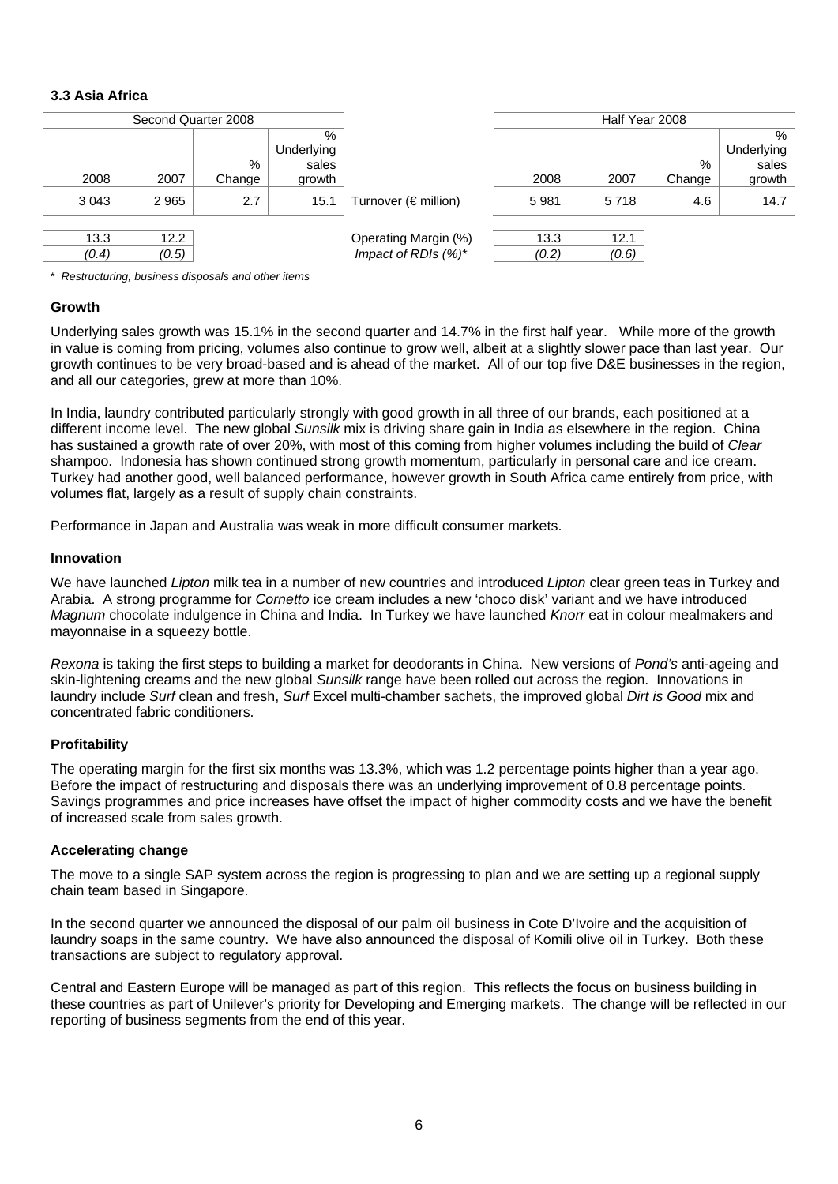### 3.3 Asia Africa

| Second Quarter 2008 | | | | | Half Year 2008 | | | |
|---|---|---|---|---|---|---|---|---|
| 2008 | 2007 | % Change | % Underlying sales growth | | 2008 | 2007 | % Change | % Underlying sales growth |
| 3 043 | 2 965 | 2.7 | 15.1 | Turnover (€ million) | 5 981 | 5 718 | 4.6 | 14.7 |
| 13.3 | 12.2 | | | Operating Margin (%) | 13.3 | 12.1 | | |
| *(0.4)* | *(0.5)* | | | *Impact of RDIs (%)\** | *(0.2)* | *(0.6)* | | |

\* *Restructuring, business disposals and other items*

#### Growth

Underlying sales growth was 15.1% in the second quarter and 14.7% in the first half year. While more of the growth in value is coming from pricing, volumes also continue to grow well, albeit at a slightly slower pace than last year. Our growth continues to be very broad-based and is ahead of the market. All of our top five D&E businesses in the region, and all our categories, grew at more than 10%.

In India, laundry contributed particularly strongly with good growth in all three of our brands, each positioned at a different income level. The new global *Sunsilk* mix is driving share gain in India as elsewhere in the region. China has sustained a growth rate of over 20%, with most of this coming from higher volumes including the build of *Clear* shampoo. Indonesia has shown continued strong growth momentum, particularly in personal care and ice cream. Turkey had another good, well balanced performance, however growth in South Africa came entirely from price, with volumes flat, largely as a result of supply chain constraints.

Performance in Japan and Australia was weak in more difficult consumer markets.

#### Innovation

We have launched *Lipton* milk tea in a number of new countries and introduced *Lipton* clear green teas in Turkey and Arabia. A strong programme for *Cornetto* ice cream includes a new 'choco disk' variant and we have introduced *Magnum* chocolate indulgence in China and India. In Turkey we have launched *Knorr* eat in colour mealmakers and mayonnaise in a squeezy bottle.

*Rexona* is taking the first steps to building a market for deodorants in China. New versions of *Pond's* anti-ageing and skin-lightening creams and the new global *Sunsilk* range have been rolled out across the region. Innovations in laundry include *Surf* clean and fresh, *Surf* Excel multi-chamber sachets, the improved global *Dirt is Good* mix and concentrated fabric conditioners.

#### Profitability

The operating margin for the first six months was 13.3%, which was 1.2 percentage points higher than a year ago. Before the impact of restructuring and disposals there was an underlying improvement of 0.8 percentage points. Savings programmes and price increases have offset the impact of higher commodity costs and we have the benefit of increased scale from sales growth.

#### Accelerating change

The move to a single SAP system across the region is progressing to plan and we are setting up a regional supply chain team based in Singapore.

In the second quarter we announced the disposal of our palm oil business in Cote D'Ivoire and the acquisition of laundry soaps in the same country. We have also announced the disposal of Komili olive oil in Turkey. Both these transactions are subject to regulatory approval.

Central and Eastern Europe will be managed as part of this region. This reflects the focus on business building in these countries as part of Unilever's priority for Developing and Emerging markets. The change will be reflected in our reporting of business segments from the end of this year.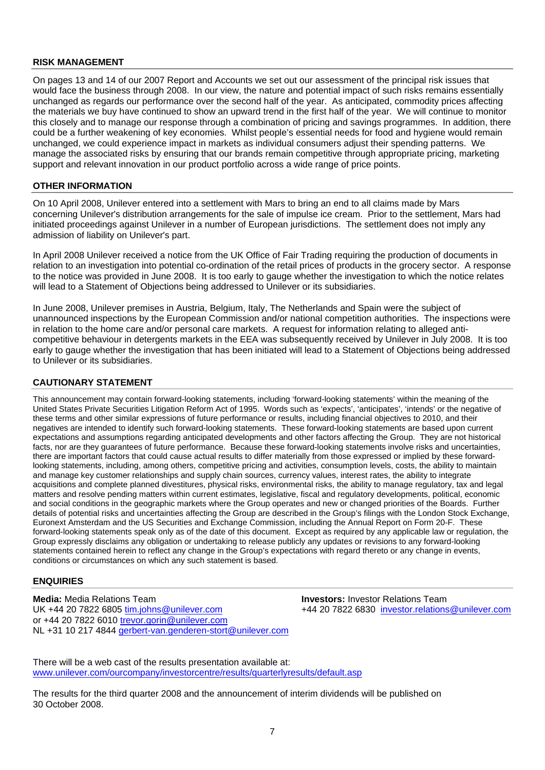## RISK MANAGEMENT

On pages 13 and 14 of our 2007 Report and Accounts we set out our assessment of the principal risk issues that would face the business through 2008. In our view, the nature and potential impact of such risks remains essentially unchanged as regards our performance over the second half of the year. As anticipated, commodity prices affecting the materials we buy have continued to show an upward trend in the first half of the year. We will continue to monitor this closely and to manage our response through a combination of pricing and savings programmes. In addition, there could be a further weakening of key economies. Whilst people's essential needs for food and hygiene would remain unchanged, we could experience impact in markets as individual consumers adjust their spending patterns. We manage the associated risks by ensuring that our brands remain competitive through appropriate pricing, marketing support and relevant innovation in our product portfolio across a wide range of price points.

## OTHER INFORMATION

On 10 April 2008, Unilever entered into a settlement with Mars to bring an end to all claims made by Mars concerning Unilever's distribution arrangements for the sale of impulse ice cream. Prior to the settlement, Mars had initiated proceedings against Unilever in a number of European jurisdictions. The settlement does not imply any admission of liability on Unilever's part.

In April 2008 Unilever received a notice from the UK Office of Fair Trading requiring the production of documents in relation to an investigation into potential co-ordination of the retail prices of products in the grocery sector. A response to the notice was provided in June 2008. It is too early to gauge whether the investigation to which the notice relates will lead to a Statement of Objections being addressed to Unilever or its subsidiaries.

In June 2008, Unilever premises in Austria, Belgium, Italy, The Netherlands and Spain were the subject of unannounced inspections by the European Commission and/or national competition authorities. The inspections were in relation to the home care and/or personal care markets. A request for information relating to alleged anti-competitive behaviour in detergents markets in the EEA was subsequently received by Unilever in July 2008. It is too early to gauge whether the investigation that has been initiated will lead to a Statement of Objections being addressed to Unilever or its subsidiaries.

## CAUTIONARY STATEMENT

This announcement may contain forward-looking statements, including 'forward-looking statements' within the meaning of the United States Private Securities Litigation Reform Act of 1995. Words such as 'expects', 'anticipates', 'intends' or the negative of these terms and other similar expressions of future performance or results, including financial objectives to 2010, and their negatives are intended to identify such forward-looking statements. These forward-looking statements are based upon current expectations and assumptions regarding anticipated developments and other factors affecting the Group. They are not historical facts, nor are they guarantees of future performance. Because these forward-looking statements involve risks and uncertainties, there are important factors that could cause actual results to differ materially from those expressed or implied by these forward-looking statements, including, among others, competitive pricing and activities, consumption levels, costs, the ability to maintain and manage key customer relationships and supply chain sources, currency values, interest rates, the ability to integrate acquisitions and complete planned divestitures, physical risks, environmental risks, the ability to manage regulatory, tax and legal matters and resolve pending matters within current estimates, legislative, fiscal and regulatory developments, political, economic and social conditions in the geographic markets where the Group operates and new or changed priorities of the Boards. Further details of potential risks and uncertainties affecting the Group are described in the Group's filings with the London Stock Exchange, Euronext Amsterdam and the US Securities and Exchange Commission, including the Annual Report on Form 20-F. These forward-looking statements speak only as of the date of this document. Except as required by any applicable law or regulation, the Group expressly disclaims any obligation or undertaking to release publicly any updates or revisions to any forward-looking statements contained herein to reflect any change in the Group's expectations with regard thereto or any change in events, conditions or circumstances on which any such statement is based.

## ENQUIRIES

**Media:** Media Relations Team
UK +44 20 7822 6805 tim.johns@unilever.com
or +44 20 7822 6010 trevor.gorin@unilever.com
NL +31 10 217 4844 gerbert-van.genderen-stort@unilever.com

**Investors:** Investor Relations Team
+44 20 7822 6830 investor.relations@unilever.com

There will be a web cast of the results presentation available at:
www.unilever.com/ourcompany/investorcentre/results/quarterlyresults/default.asp

The results for the third quarter 2008 and the announcement of interim dividends will be published on 30 October 2008.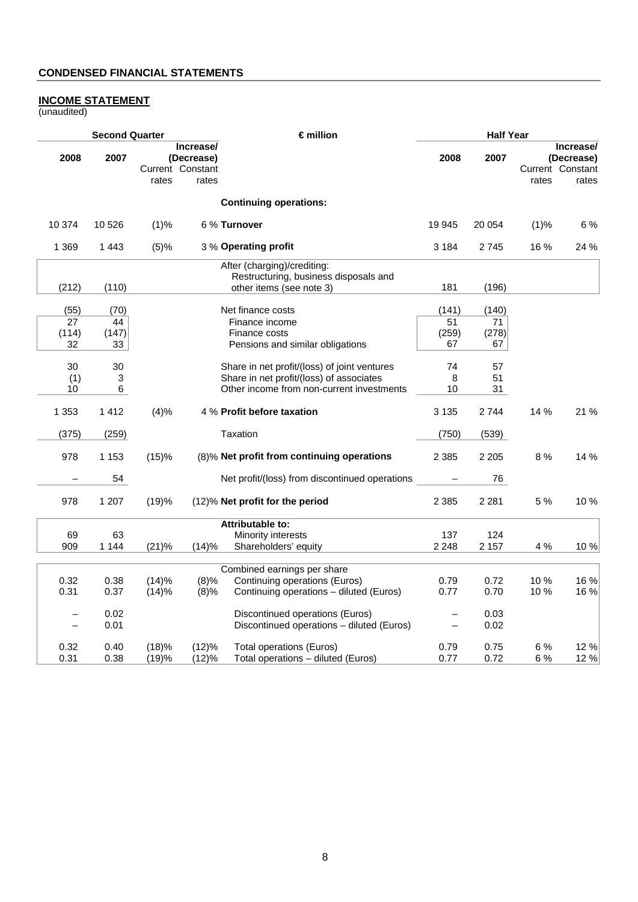## CONDENSED FINANCIAL STATEMENTS

### INCOME STATEMENT

(unaudited)

| Second Quarter | | | | € million | Half Year | | | |
|---|---|---|---|---|---|---|---|---|
| 2008 | 2007 | Increase/ (Decrease) Current rates | Increase/ (Decrease) Constant rates | | 2008 | 2007 | Increase/ (Decrease) Current rates | Increase/ (Decrease) Constant rates |
| | | | | **Continuing operations:** | | | | |
| 10 374 | 10 526 | (1)% | 6 % | **Turnover** | 19 945 | 20 054 | (1)% | 6 % |
| 1 369 | 1 443 | (5)% | 3 % | **Operating profit** | 3 184 | 2 745 | 16 % | 24 % |
| | | | | After (charging)/crediting: | | | | |
| (212) | (110) | | | Restructuring, business disposals and other items (see note 3) | 181 | (196) | | |
| (55) | (70) | | | Net finance costs | (141) | (140) | | |
| 27 | 44 | | | Finance income | 51 | 71 | | |
| (114) | (147) | | | Finance costs | (259) | (278) | | |
| 32 | 33 | | | Pensions and similar obligations | 67 | 67 | | |
| 30 | 30 | | | Share in net profit/(loss) of joint ventures | 74 | 57 | | |
| (1) | 3 | | | Share in net profit/(loss) of associates | 8 | 51 | | |
| 10 | 6 | | | Other income from non-current investments | 10 | 31 | | |
| 1 353 | 1 412 | (4)% | 4 % | **Profit before taxation** | 3 135 | 2 744 | 14 % | 21 % |
| (375) | (259) | | | Taxation | (750) | (539) | | |
| 978 | 1 153 | (15)% | (8)% | **Net profit from continuing operations** | 2 385 | 2 205 | 8 % | 14 % |
| – | 54 | | | Net profit/(loss) from discontinued operations | – | 76 | | |
| 978 | 1 207 | (19)% | (12)% | **Net profit for the period** | 2 385 | 2 281 | 5 % | 10 % |
| | | | | **Attributable to:** | | | | |
| 69 | 63 | | | Minority interests | 137 | 124 | | |
| 909 | 1 144 | (21)% | (14)% | Shareholders' equity | 2 248 | 2 157 | 4 % | 10 % |
| | | | | Combined earnings per share | | | | |
| 0.32 | 0.38 | (14)% | (8)% | Continuing operations (Euros) | 0.79 | 0.72 | 10 % | 16 % |
| 0.31 | 0.37 | (14)% | (8)% | Continuing operations – diluted (Euros) | 0.77 | 0.70 | 10 % | 16 % |
| – | 0.02 | | | Discontinued operations (Euros) | – | 0.03 | | |
| – | 0.01 | | | Discontinued operations – diluted (Euros) | – | 0.02 | | |
| 0.32 | 0.40 | (18)% | (12)% | Total operations (Euros) | 0.79 | 0.75 | 6 % | 12 % |
| 0.31 | 0.38 | (19)% | (12)% | Total operations – diluted (Euros) | 0.77 | 0.72 | 6 % | 12 % |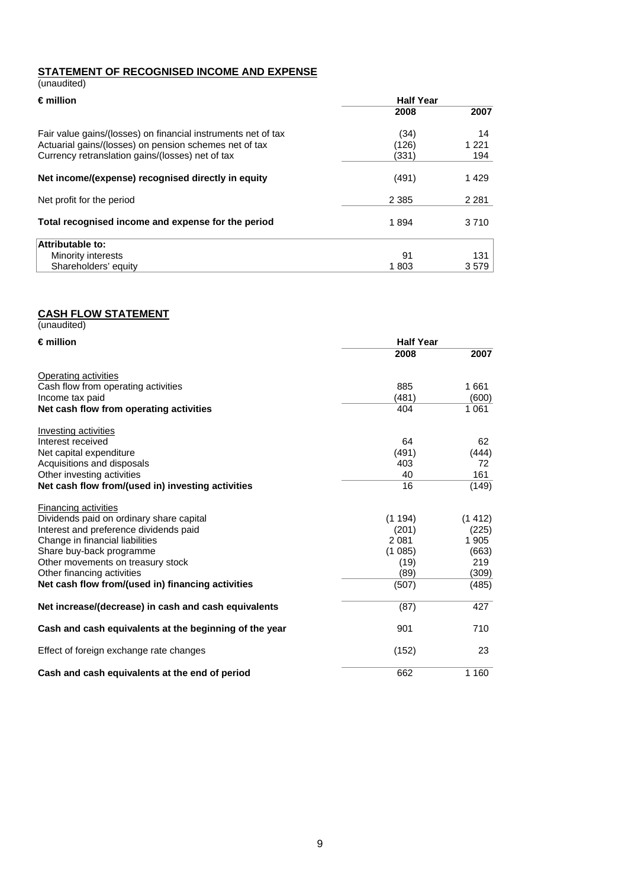## STATEMENT OF RECOGNISED INCOME AND EXPENSE

(unaudited)

| € million | Half Year | |
|---|---|---|
| | 2008 | 2007 |
| Fair value gains/(losses) on financial instruments net of tax | (34) | 14 |
| Actuarial gains/(losses) on pension schemes net of tax | (126) | 1 221 |
| Currency retranslation gains/(losses) net of tax | (331) | 194 |
| **Net income/(expense) recognised directly in equity** | (491) | 1 429 |
| Net profit for the period | 2 385 | 2 281 |
| **Total recognised income and expense for the period** | 1 894 | 3 710 |
| **Attributable to:** | | |
| Minority interests | 91 | 131 |
| Shareholders' equity | 1 803 | 3 579 |

## CASH FLOW STATEMENT

(unaudited)

| € million | Half Year | |
|---|---|---|
| | 2008 | 2007 |
| Operating activities | | |
| Cash flow from operating activities | 885 | 1 661 |
| Income tax paid | (481) | (600) |
| **Net cash flow from operating activities** | 404 | 1 061 |
| Investing activities | | |
| Interest received | 64 | 62 |
| Net capital expenditure | (491) | (444) |
| Acquisitions and disposals | 403 | 72 |
| Other investing activities | 40 | 161 |
| **Net cash flow from/(used in) investing activities** | 16 | (149) |
| Financing activities | | |
| Dividends paid on ordinary share capital | (1 194) | (1 412) |
| Interest and preference dividends paid | (201) | (225) |
| Change in financial liabilities | 2 081 | 1 905 |
| Share buy-back programme | (1 085) | (663) |
| Other movements on treasury stock | (19) | 219 |
| Other financing activities | (89) | (309) |
| **Net cash flow from/(used in) financing activities** | (507) | (485) |
| **Net increase/(decrease) in cash and cash equivalents** | (87) | 427 |
| **Cash and cash equivalents at the beginning of the year** | 901 | 710 |
| Effect of foreign exchange rate changes | (152) | 23 |
| **Cash and cash equivalents at the end of period** | 662 | 1 160 |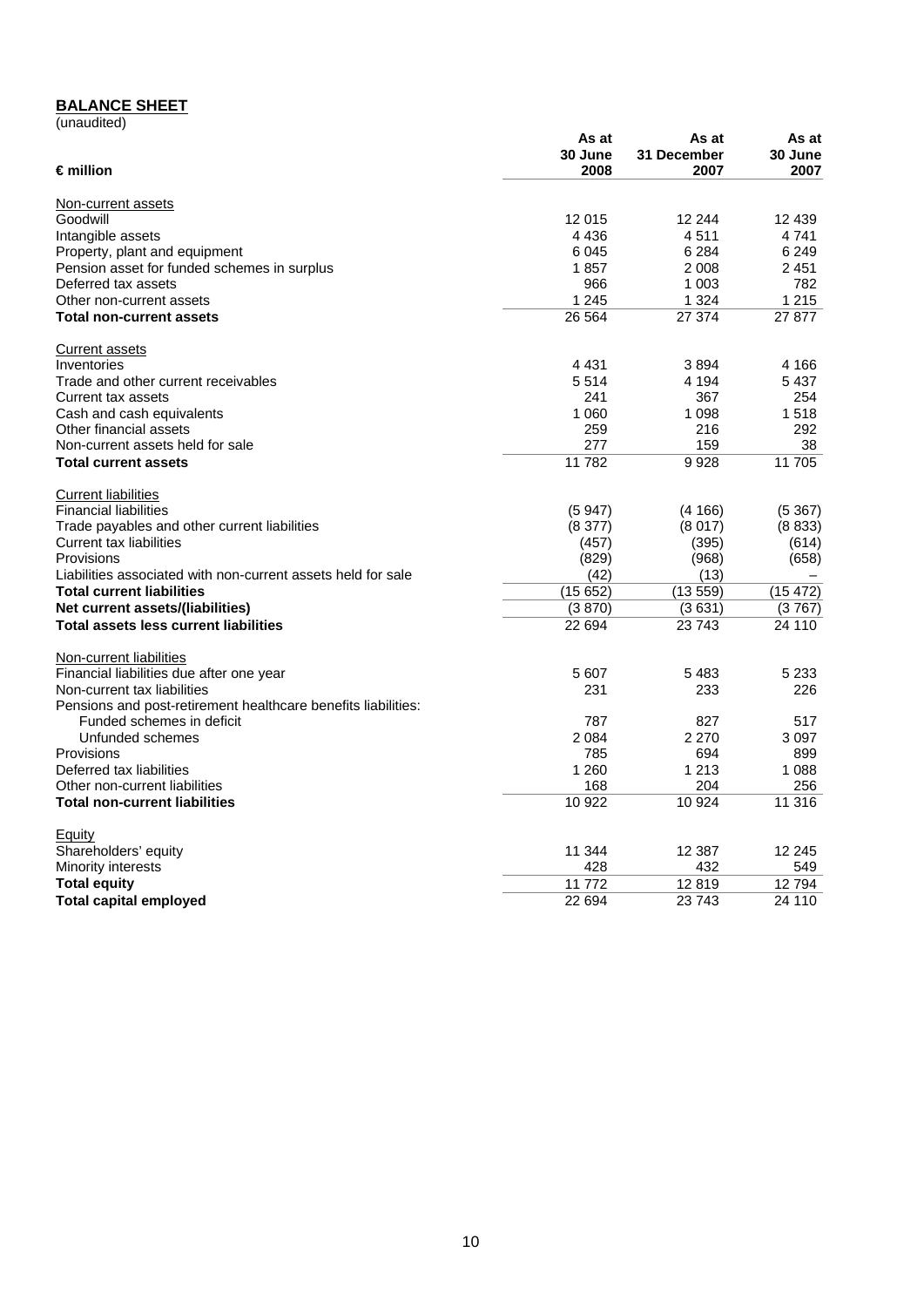## BALANCE SHEET

(unaudited)

| € million | As at 30 June 2008 | As at 31 December 2007 | As at 30 June 2007 |
|---|---|---|---|
| Non-current assets | | | |
| Goodwill | 12 015 | 12 244 | 12 439 |
| Intangible assets | 4 436 | 4 511 | 4 741 |
| Property, plant and equipment | 6 045 | 6 284 | 6 249 |
| Pension asset for funded schemes in surplus | 1 857 | 2 008 | 2 451 |
| Deferred tax assets | 966 | 1 003 | 782 |
| Other non-current assets | 1 245 | 1 324 | 1 215 |
| **Total non-current assets** | 26 564 | 27 374 | 27 877 |
| Current assets | | | |
| Inventories | 4 431 | 3 894 | 4 166 |
| Trade and other current receivables | 5 514 | 4 194 | 5 437 |
| Current tax assets | 241 | 367 | 254 |
| Cash and cash equivalents | 1 060 | 1 098 | 1 518 |
| Other financial assets | 259 | 216 | 292 |
| Non-current assets held for sale | 277 | 159 | 38 |
| **Total current assets** | 11 782 | 9 928 | 11 705 |
| Current liabilities | | | |
| Financial liabilities | (5 947) | (4 166) | (5 367) |
| Trade payables and other current liabilities | (8 377) | (8 017) | (8 833) |
| Current tax liabilities | (457) | (395) | (614) |
| Provisions | (829) | (968) | (658) |
| Liabilities associated with non-current assets held for sale | (42) | (13) | – |
| **Total current liabilities** | (15 652) | (13 559) | (15 472) |
| **Net current assets/(liabilities)** | (3 870) | (3 631) | (3 767) |
| **Total assets less current liabilities** | 22 694 | 23 743 | 24 110 |
| Non-current liabilities | | | |
| Financial liabilities due after one year | 5 607 | 5 483 | 5 233 |
| Non-current tax liabilities | 231 | 233 | 226 |
| Pensions and post-retirement healthcare benefits liabilities: | | | |
| Funded schemes in deficit | 787 | 827 | 517 |
| Unfunded schemes | 2 084 | 2 270 | 3 097 |
| Provisions | 785 | 694 | 899 |
| Deferred tax liabilities | 1 260 | 1 213 | 1 088 |
| Other non-current liabilities | 168 | 204 | 256 |
| **Total non-current liabilities** | 10 922 | 10 924 | 11 316 |
| Equity | | | |
| Shareholders' equity | 11 344 | 12 387 | 12 245 |
| Minority interests | 428 | 432 | 549 |
| **Total equity** | 11 772 | 12 819 | 12 794 |
| **Total capital employed** | 22 694 | 23 743 | 24 110 |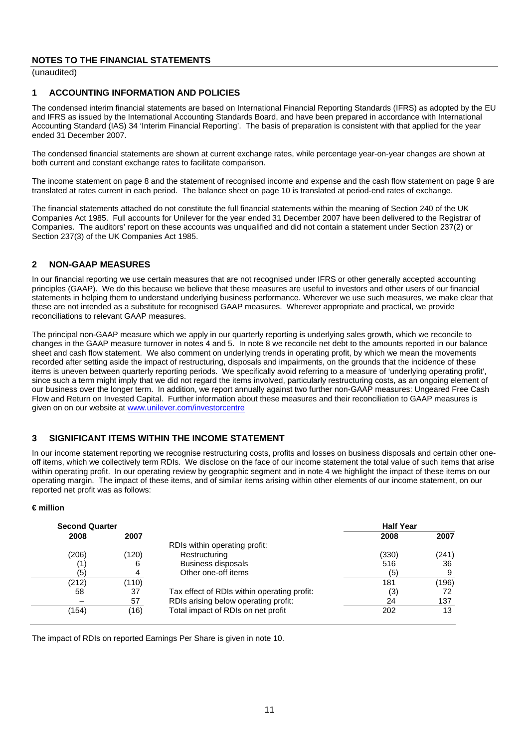## NOTES TO THE FINANCIAL STATEMENTS

(unaudited)

### 1 ACCOUNTING INFORMATION AND POLICIES

The condensed interim financial statements are based on International Financial Reporting Standards (IFRS) as adopted by the EU and IFRS as issued by the International Accounting Standards Board, and have been prepared in accordance with International Accounting Standard (IAS) 34 'Interim Financial Reporting'. The basis of preparation is consistent with that applied for the year ended 31 December 2007.

The condensed financial statements are shown at current exchange rates, while percentage year-on-year changes are shown at both current and constant exchange rates to facilitate comparison.

The income statement on page 8 and the statement of recognised income and expense and the cash flow statement on page 9 are translated at rates current in each period. The balance sheet on page 10 is translated at period-end rates of exchange.

The financial statements attached do not constitute the full financial statements within the meaning of Section 240 of the UK Companies Act 1985. Full accounts for Unilever for the year ended 31 December 2007 have been delivered to the Registrar of Companies. The auditors' report on these accounts was unqualified and did not contain a statement under Section 237(2) or Section 237(3) of the UK Companies Act 1985.

### 2 NON-GAAP MEASURES

In our financial reporting we use certain measures that are not recognised under IFRS or other generally accepted accounting principles (GAAP). We do this because we believe that these measures are useful to investors and other users of our financial statements in helping them to understand underlying business performance. Wherever we use such measures, we make clear that these are not intended as a substitute for recognised GAAP measures. Wherever appropriate and practical, we provide reconciliations to relevant GAAP measures.

The principal non-GAAP measure which we apply in our quarterly reporting is underlying sales growth, which we reconcile to changes in the GAAP measure turnover in notes 4 and 5. In note 8 we reconcile net debt to the amounts reported in our balance sheet and cash flow statement. We also comment on underlying trends in operating profit, by which we mean the movements recorded after setting aside the impact of restructuring, disposals and impairments, on the grounds that the incidence of these items is uneven between quarterly reporting periods. We specifically avoid referring to a measure of 'underlying operating profit', since such a term might imply that we did not regard the items involved, particularly restructuring costs, as an ongoing element of our business over the longer term. In addition, we report annually against two further non-GAAP measures: Ungeared Free Cash Flow and Return on Invested Capital. Further information about these measures and their reconciliation to GAAP measures is given on on our website at www.unilever.com/investorcentre

### 3 SIGNIFICANT ITEMS WITHIN THE INCOME STATEMENT

In our income statement reporting we recognise restructuring costs, profits and losses on business disposals and certain other one-off items, which we collectively term RDIs. We disclose on the face of our income statement the total value of such items that arise within operating profit. In our operating review by geographic segment and in note 4 we highlight the impact of these items on our operating margin. The impact of these items, and of similar items arising within other elements of our income statement, on our reported net profit was as follows:

**€ million**

| Second Quarter | | | Half Year | |
|---|---|---|---|---|
| **2008** | **2007** | | **2008** | **2007** |
| | | RDIs within operating profit: | | |
| (206) | (120) | Restructuring | (330) | (241) |
| (1) | 6 | Business disposals | 516 | 36 |
| (5) | 4 | Other one-off items | (5) | 9 |
| (212) | (110) | | 181 | (196) |
| 58 | 37 | Tax effect of RDIs within operating profit: | (3) | 72 |
| – | 57 | RDIs arising below operating profit: | 24 | 137 |
| (154) | (16) | Total impact of RDIs on net profit | 202 | 13 |

The impact of RDIs on reported Earnings Per Share is given in note 10.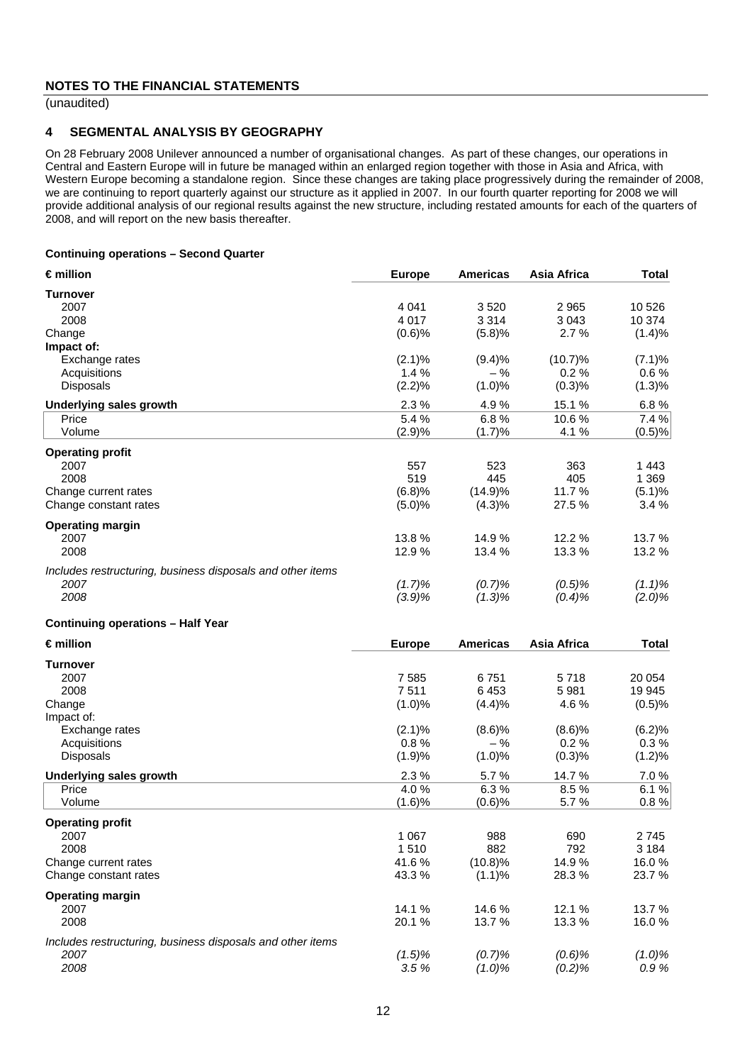## NOTES TO THE FINANCIAL STATEMENTS

(unaudited)

### 4 SEGMENTAL ANALYSIS BY GEOGRAPHY

On 28 February 2008 Unilever announced a number of organisational changes. As part of these changes, our operations in Central and Eastern Europe will in future be managed within an enlarged region together with those in Asia and Africa, with Western Europe becoming a standalone region. Since these changes are taking place progressively during the remainder of 2008, we are continuing to report quarterly against our structure as it applied in 2007. In our fourth quarter reporting for 2008 we will provide additional analysis of our regional results against the new structure, including restated amounts for each of the quarters of 2008, and will report on the new basis thereafter.

**Continuing operations – Second Quarter**

| € million | Europe | Americas | Asia Africa | Total |
|---|---|---|---|---|
| **Turnover** | | | | |
| 2007 | 4 041 | 3 520 | 2 965 | 10 526 |
| 2008 | 4 017 | 3 314 | 3 043 | 10 374 |
| Change | (0.6)% | (5.8)% | 2.7 % | (1.4)% |
| **Impact of:** | | | | |
| Exchange rates | (2.1)% | (9.4)% | (10.7)% | (7.1)% |
| Acquisitions | 1.4 % | – % | 0.2 % | 0.6 % |
| Disposals | (2.2)% | (1.0)% | (0.3)% | (1.3)% |
| **Underlying sales growth** | 2.3 % | 4.9 % | 15.1 % | 6.8 % |
| Price | 5.4 % | 6.8 % | 10.6 % | 7.4 % |
| Volume | (2.9)% | (1.7)% | 4.1 % | (0.5)% |
| **Operating profit** | | | | |
| 2007 | 557 | 523 | 363 | 1 443 |
| 2008 | 519 | 445 | 405 | 1 369 |
| Change current rates | (6.8)% | (14.9)% | 11.7 % | (5.1)% |
| Change constant rates | (5.0)% | (4.3)% | 27.5 % | 3.4 % |
| **Operating margin** | | | | |
| 2007 | 13.8 % | 14.9 % | 12.2 % | 13.7 % |
| 2008 | 12.9 % | 13.4 % | 13.3 % | 13.2 % |
| *Includes restructuring, business disposals and other items* | | | | |
| *2007* | *(1.7)%* | *(0.7)%* | *(0.5)%* | *(1.1)%* |
| *2008* | *(3.9)%* | *(1.3)%* | *(0.4)%* | *(2.0)%* |

**Continuing operations – Half Year**

| € million | Europe | Americas | Asia Africa | Total |
|---|---|---|---|---|
| **Turnover** | | | | |
| 2007 | 7 585 | 6 751 | 5 718 | 20 054 |
| 2008 | 7 511 | 6 453 | 5 981 | 19 945 |
| Change | (1.0)% | (4.4)% | 4.6 % | (0.5)% |
| Impact of: | | | | |
| Exchange rates | (2.1)% | (8.6)% | (8.6)% | (6.2)% |
| Acquisitions | 0.8 % | – % | 0.2 % | 0.3 % |
| Disposals | (1.9)% | (1.0)% | (0.3)% | (1.2)% |
| **Underlying sales growth** | 2.3 % | 5.7 % | 14.7 % | 7.0 % |
| Price | 4.0 % | 6.3 % | 8.5 % | 6.1 % |
| Volume | (1.6)% | (0.6)% | 5.7 % | 0.8 % |
| **Operating profit** | | | | |
| 2007 | 1 067 | 988 | 690 | 2 745 |
| 2008 | 1 510 | 882 | 792 | 3 184 |
| Change current rates | 41.6 % | (10.8)% | 14.9 % | 16.0 % |
| Change constant rates | 43.3 % | (1.1)% | 28.3 % | 23.7 % |
| **Operating margin** | | | | |
| 2007 | 14.1 % | 14.6 % | 12.1 % | 13.7 % |
| 2008 | 20.1 % | 13.7 % | 13.3 % | 16.0 % |
| *Includes restructuring, business disposals and other items* | | | | |
| *2007* | *(1.5)%* | *(0.7)%* | *(0.6)%* | *(1.0)%* |
| *2008* | *3.5 %* | *(1.0)%* | *(0.2)%* | *0.9 %* |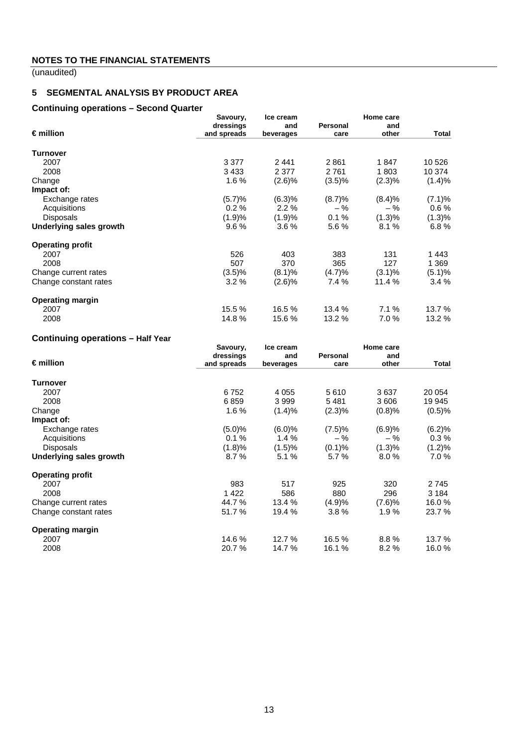## NOTES TO THE FINANCIAL STATEMENTS

(unaudited)

### 5 SEGMENTAL ANALYSIS BY PRODUCT AREA

#### Continuing operations – Second Quarter

| € million | Savoury, dressings and spreads | Ice cream and beverages | Personal care | Home care and other | Total |
|---|---|---|---|---|---|
| **Turnover** | | | | | |
| 2007 | 3 377 | 2 441 | 2 861 | 1 847 | 10 526 |
| 2008 | 3 433 | 2 377 | 2 761 | 1 803 | 10 374 |
| Change | 1.6 % | (2.6)% | (3.5)% | (2.3)% | (1.4)% |
| **Impact of:** | | | | | |
| Exchange rates | (5.7)% | (6.3)% | (8.7)% | (8.4)% | (7.1)% |
| Acquisitions | 0.2 % | 2.2 % | – % | – % | 0.6 % |
| Disposals | (1.9)% | (1.9)% | 0.1 % | (1.3)% | (1.3)% |
| **Underlying sales growth** | 9.6 % | 3.6 % | 5.6 % | 8.1 % | 6.8 % |
| **Operating profit** | | | | | |
| 2007 | 526 | 403 | 383 | 131 | 1 443 |
| 2008 | 507 | 370 | 365 | 127 | 1 369 |
| Change current rates | (3.5)% | (8.1)% | (4.7)% | (3.1)% | (5.1)% |
| Change constant rates | 3.2 % | (2.6)% | 7.4 % | 11.4 % | 3.4 % |
| **Operating margin** | | | | | |
| 2007 | 15.5 % | 16.5 % | 13.4 % | 7.1 % | 13.7 % |
| 2008 | 14.8 % | 15.6 % | 13.2 % | 7.0 % | 13.2 % |

#### Continuing operations – Half Year

| € million | Savoury, dressings and spreads | Ice cream and beverages | Personal care | Home care and other | Total |
|---|---|---|---|---|---|
| **Turnover** | | | | | |
| 2007 | 6 752 | 4 055 | 5 610 | 3 637 | 20 054 |
| 2008 | 6 859 | 3 999 | 5 481 | 3 606 | 19 945 |
| Change | 1.6 % | (1.4)% | (2.3)% | (0.8)% | (0.5)% |
| **Impact of:** | | | | | |
| Exchange rates | (5.0)% | (6.0)% | (7.5)% | (6.9)% | (6.2)% |
| Acquisitions | 0.1 % | 1.4 % | – % | – % | 0.3 % |
| Disposals | (1.8)% | (1.5)% | (0.1)% | (1.3)% | (1.2)% |
| **Underlying sales growth** | 8.7 % | 5.1 % | 5.7 % | 8.0 % | 7.0 % |
| **Operating profit** | | | | | |
| 2007 | 983 | 517 | 925 | 320 | 2 745 |
| 2008 | 1 422 | 586 | 880 | 296 | 3 184 |
| Change current rates | 44.7 % | 13.4 % | (4.9)% | (7.6)% | 16.0 % |
| Change constant rates | 51.7 % | 19.4 % | 3.8 % | 1.9 % | 23.7 % |
| **Operating margin** | | | | | |
| 2007 | 14.6 % | 12.7 % | 16.5 % | 8.8 % | 13.7 % |
| 2008 | 20.7 % | 14.7 % | 16.1 % | 8.2 % | 16.0 % |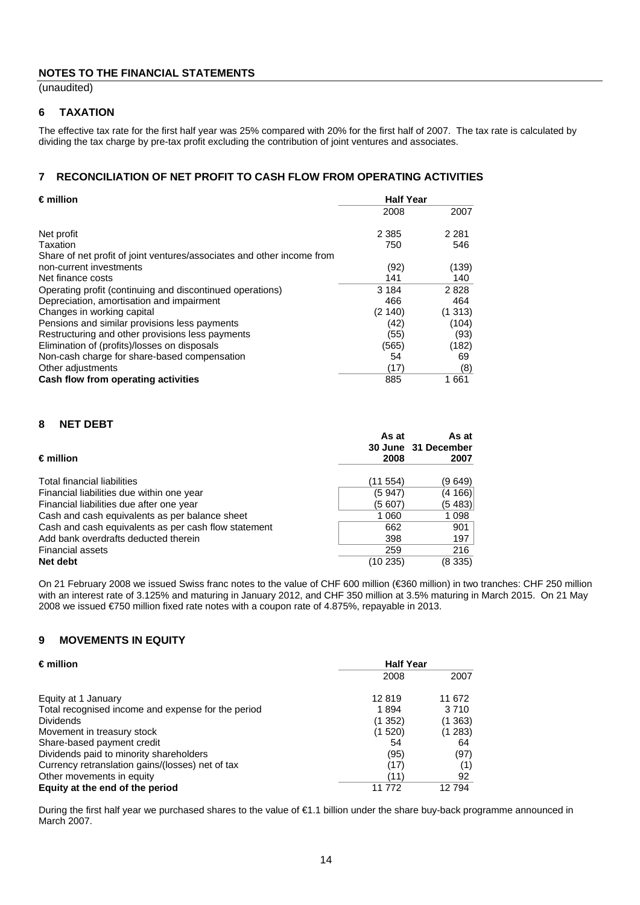## NOTES TO THE FINANCIAL STATEMENTS

(unaudited)

### 6 TAXATION

The effective tax rate for the first half year was 25% compared with 20% for the first half of 2007. The tax rate is calculated by dividing the tax charge by pre-tax profit excluding the contribution of joint ventures and associates.

### 7 RECONCILIATION OF NET PROFIT TO CASH FLOW FROM OPERATING ACTIVITIES

| € million | Half Year | |
|---|---|---|
| | 2008 | 2007 |
| Net profit | 2 385 | 2 281 |
| Taxation | 750 | 546 |
| Share of net profit of joint ventures/associates and other income from non-current investments | (92) | (139) |
| Net finance costs | 141 | 140 |
| Operating profit (continuing and discontinued operations) | 3 184 | 2 828 |
| Depreciation, amortisation and impairment | 466 | 464 |
| Changes in working capital | (2 140) | (1 313) |
| Pensions and similar provisions less payments | (42) | (104) |
| Restructuring and other provisions less payments | (55) | (93) |
| Elimination of (profits)/losses on disposals | (565) | (182) |
| Non-cash charge for share-based compensation | 54 | 69 |
| Other adjustments | (17) | (8) |
| **Cash flow from operating activities** | 885 | 1 661 |

### 8 NET DEBT

| € million | As at 30 June 2008 | As at 31 December 2007 |
|---|---|---|
| Total financial liabilities | (11 554) | (9 649) |
| Financial liabilities due within one year | (5 947) | (4 166) |
| Financial liabilities due after one year | (5 607) | (5 483) |
| Cash and cash equivalents as per balance sheet | 1 060 | 1 098 |
| Cash and cash equivalents as per cash flow statement | 662 | 901 |
| Add bank overdrafts deducted therein | 398 | 197 |
| Financial assets | 259 | 216 |
| **Net debt** | (10 235) | (8 335) |

On 21 February 2008 we issued Swiss franc notes to the value of CHF 600 million (€360 million) in two tranches: CHF 250 million with an interest rate of 3.125% and maturing in January 2012, and CHF 350 million at 3.5% maturing in March 2015. On 21 May 2008 we issued €750 million fixed rate notes with a coupon rate of 4.875%, repayable in 2013.

### 9 MOVEMENTS IN EQUITY

| € million | Half Year | |
|---|---|---|
| | 2008 | 2007 |
| Equity at 1 January | 12 819 | 11 672 |
| Total recognised income and expense for the period | 1 894 | 3 710 |
| Dividends | (1 352) | (1 363) |
| Movement in treasury stock | (1 520) | (1 283) |
| Share-based payment credit | 54 | 64 |
| Dividends paid to minority shareholders | (95) | (97) |
| Currency retranslation gains/(losses) net of tax | (17) | (1) |
| Other movements in equity | (11) | 92 |
| **Equity at the end of the period** | 11 772 | 12 794 |

During the first half year we purchased shares to the value of €1.1 billion under the share buy-back programme announced in March 2007.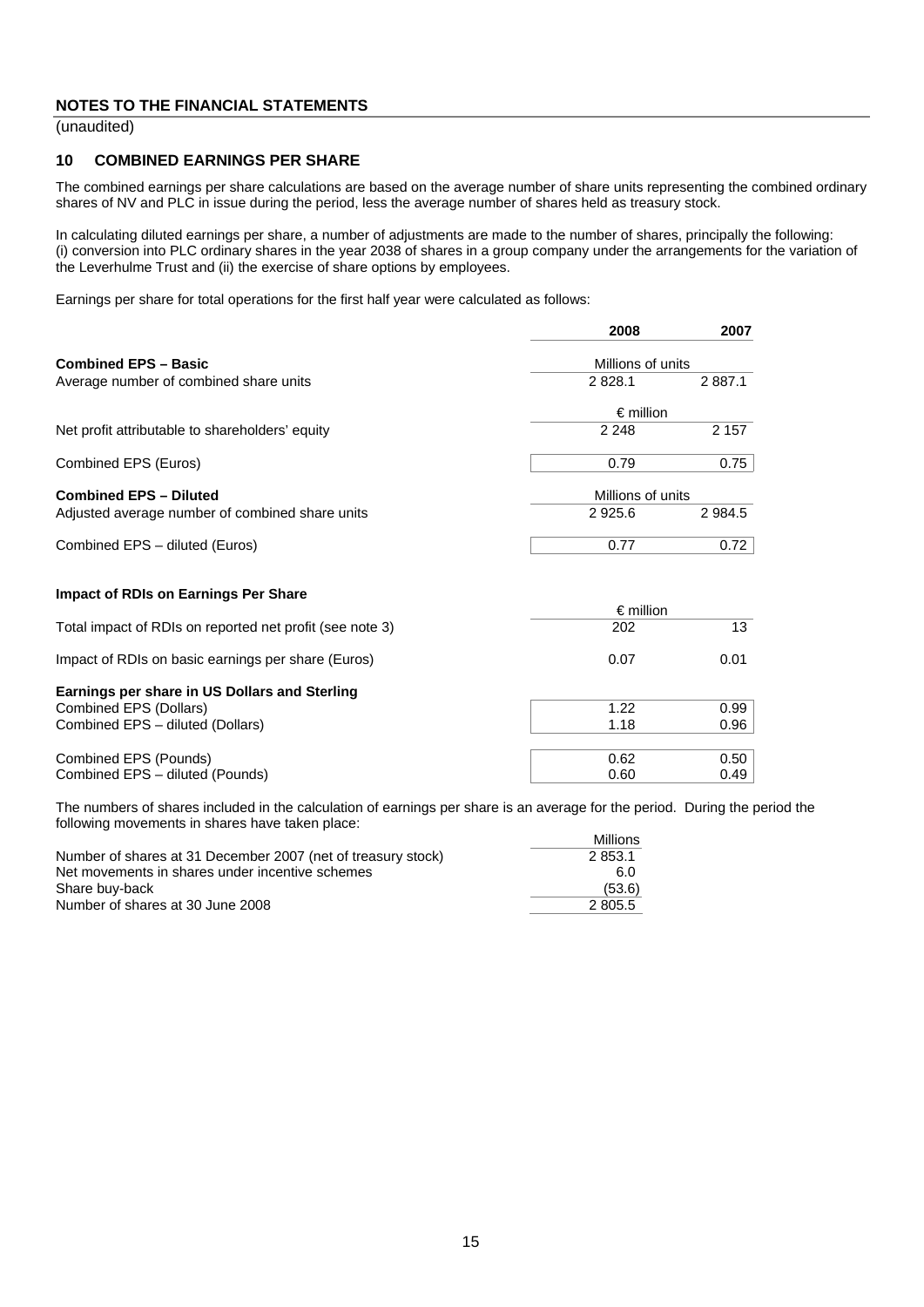## NOTES TO THE FINANCIAL STATEMENTS

(unaudited)

### 10 COMBINED EARNINGS PER SHARE

The combined earnings per share calculations are based on the average number of share units representing the combined ordinary shares of NV and PLC in issue during the period, less the average number of shares held as treasury stock.

In calculating diluted earnings per share, a number of adjustments are made to the number of shares, principally the following: (i) conversion into PLC ordinary shares in the year 2038 of shares in a group company under the arrangements for the variation of the Leverhulme Trust and (ii) the exercise of share options by employees.

Earnings per share for total operations for the first half year were calculated as follows:

| | 2008 | 2007 |
|---|---|---|
| **Combined EPS – Basic** | Millions of units | |
| Average number of combined share units | 2 828.1 | 2 887.1 |
| | € million | |
| Net profit attributable to shareholders' equity | 2 248 | 2 157 |
| Combined EPS (Euros) | 0.79 | 0.75 |
| **Combined EPS – Diluted** | Millions of units | |
| Adjusted average number of combined share units | 2 925.6 | 2 984.5 |
| Combined EPS – diluted (Euros) | 0.77 | 0.72 |
| | | |
| **Impact of RDIs on Earnings Per Share** | | |
| | € million | |
| Total impact of RDIs on reported net profit (see note 3) | 202 | 13 |
| Impact of RDIs on basic earnings per share (Euros) | 0.07 | 0.01 |
| **Earnings per share in US Dollars and Sterling** | | |
| Combined EPS (Dollars) | 1.22 | 0.99 |
| Combined EPS – diluted (Dollars) | 1.18 | 0.96 |
| Combined EPS (Pounds) | 0.62 | 0.50 |
| Combined EPS – diluted (Pounds) | 0.60 | 0.49 |

The numbers of shares included in the calculation of earnings per share is an average for the period. During the period the following movements in shares have taken place:

| | Millions |
|---|---|
| Number of shares at 31 December 2007 (net of treasury stock) | 2 853.1 |
| Net movements in shares under incentive schemes | 6.0 |
| Share buy-back | (53.6) |
| Number of shares at 30 June 2008 | 2 805.5 |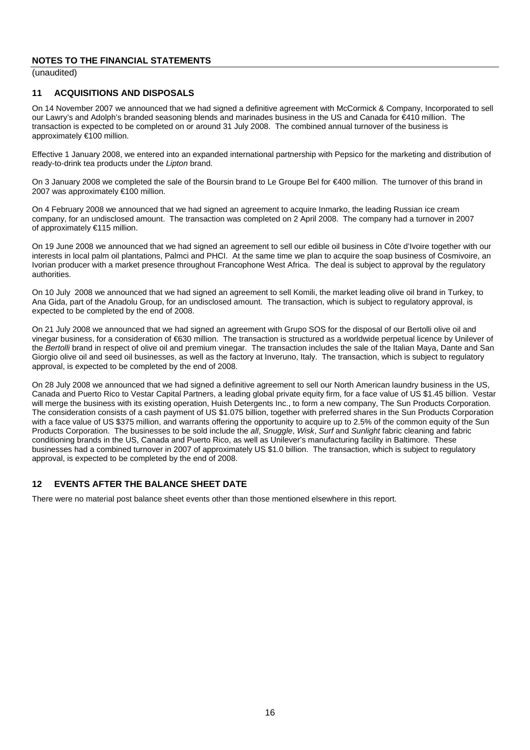# NOTES TO THE FINANCIAL STATEMENTS

(unaudited)

## 11 ACQUISITIONS AND DISPOSALS

On 14 November 2007 we announced that we had signed a definitive agreement with McCormick & Company, Incorporated to sell our Lawry's and Adolph's branded seasoning blends and marinades business in the US and Canada for €410 million. The transaction is expected to be completed on or around 31 July 2008. The combined annual turnover of the business is approximately €100 million.

Effective 1 January 2008, we entered into an expanded international partnership with Pepsico for the marketing and distribution of ready-to-drink tea products under the *Lipton* brand.

On 3 January 2008 we completed the sale of the Boursin brand to Le Groupe Bel for €400 million. The turnover of this brand in 2007 was approximately €100 million.

On 4 February 2008 we announced that we had signed an agreement to acquire Inmarko, the leading Russian ice cream company, for an undisclosed amount. The transaction was completed on 2 April 2008. The company had a turnover in 2007 of approximately €115 million.

On 19 June 2008 we announced that we had signed an agreement to sell our edible oil business in Côte d'Ivoire together with our interests in local palm oil plantations, Palmci and PHCI. At the same time we plan to acquire the soap business of Cosmivoire, an Ivorian producer with a market presence throughout Francophone West Africa. The deal is subject to approval by the regulatory authorities.

On 10 July 2008 we announced that we had signed an agreement to sell Komili, the market leading olive oil brand in Turkey, to Ana Gida, part of the Anadolu Group, for an undisclosed amount. The transaction, which is subject to regulatory approval, is expected to be completed by the end of 2008.

On 21 July 2008 we announced that we had signed an agreement with Grupo SOS for the disposal of our Bertolli olive oil and vinegar business, for a consideration of €630 million. The transaction is structured as a worldwide perpetual licence by Unilever of the *Bertolli* brand in respect of olive oil and premium vinegar. The transaction includes the sale of the Italian Maya, Dante and San Giorgio olive oil and seed oil businesses, as well as the factory at Inveruno, Italy. The transaction, which is subject to regulatory approval, is expected to be completed by the end of 2008.

On 28 July 2008 we announced that we had signed a definitive agreement to sell our North American laundry business in the US, Canada and Puerto Rico to Vestar Capital Partners, a leading global private equity firm, for a face value of US $1.45 billion. Vestar will merge the business with its existing operation, Huish Detergents Inc., to form a new company, The Sun Products Corporation. The consideration consists of a cash payment of US $1.075 billion, together with preferred shares in the Sun Products Corporation with a face value of US $375 million, and warrants offering the opportunity to acquire up to 2.5% of the common equity of the Sun Products Corporation. The businesses to be sold include the *all*, *Snuggle*, *Wisk*, *Surf* and *Sunlight* fabric cleaning and fabric conditioning brands in the US, Canada and Puerto Rico, as well as Unilever's manufacturing facility in Baltimore. These businesses had a combined turnover in 2007 of approximately US $1.0 billion. The transaction, which is subject to regulatory approval, is expected to be completed by the end of 2008.

## 12 EVENTS AFTER THE BALANCE SHEET DATE

There were no material post balance sheet events other than those mentioned elsewhere in this report.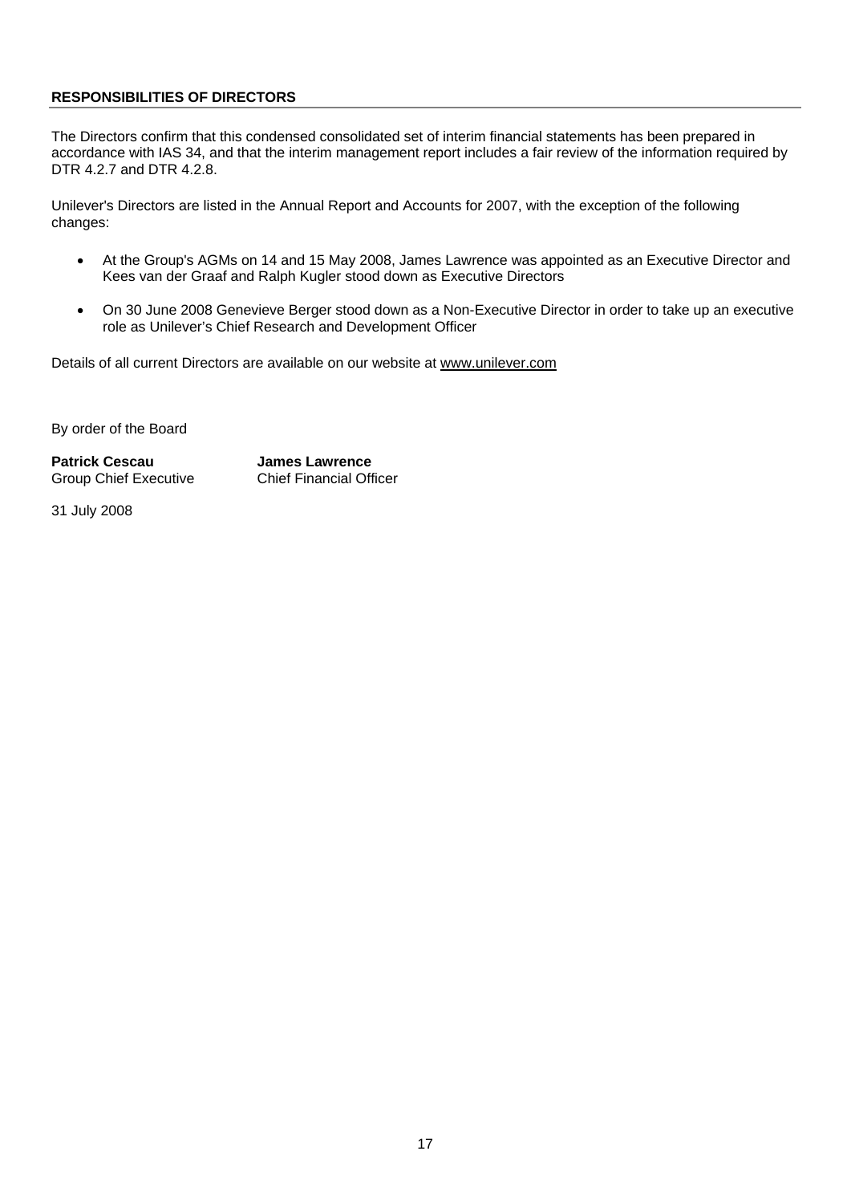## RESPONSIBILITIES OF DIRECTORS

The Directors confirm that this condensed consolidated set of interim financial statements has been prepared in accordance with IAS 34, and that the interim management report includes a fair review of the information required by DTR 4.2.7 and DTR 4.2.8.

Unilever's Directors are listed in the Annual Report and Accounts for 2007, with the exception of the following changes:

- At the Group's AGMs on 14 and 15 May 2008, James Lawrence was appointed as an Executive Director and Kees van der Graaf and Ralph Kugler stood down as Executive Directors
- On 30 June 2008 Genevieve Berger stood down as a Non-Executive Director in order to take up an executive role as Unilever's Chief Research and Development Officer

Details of all current Directors are available on our website at www.unilever.com

By order of the Board

**Patrick Cescau**
Group Chief Executive

**James Lawrence**
Chief Financial Officer

31 July 2008